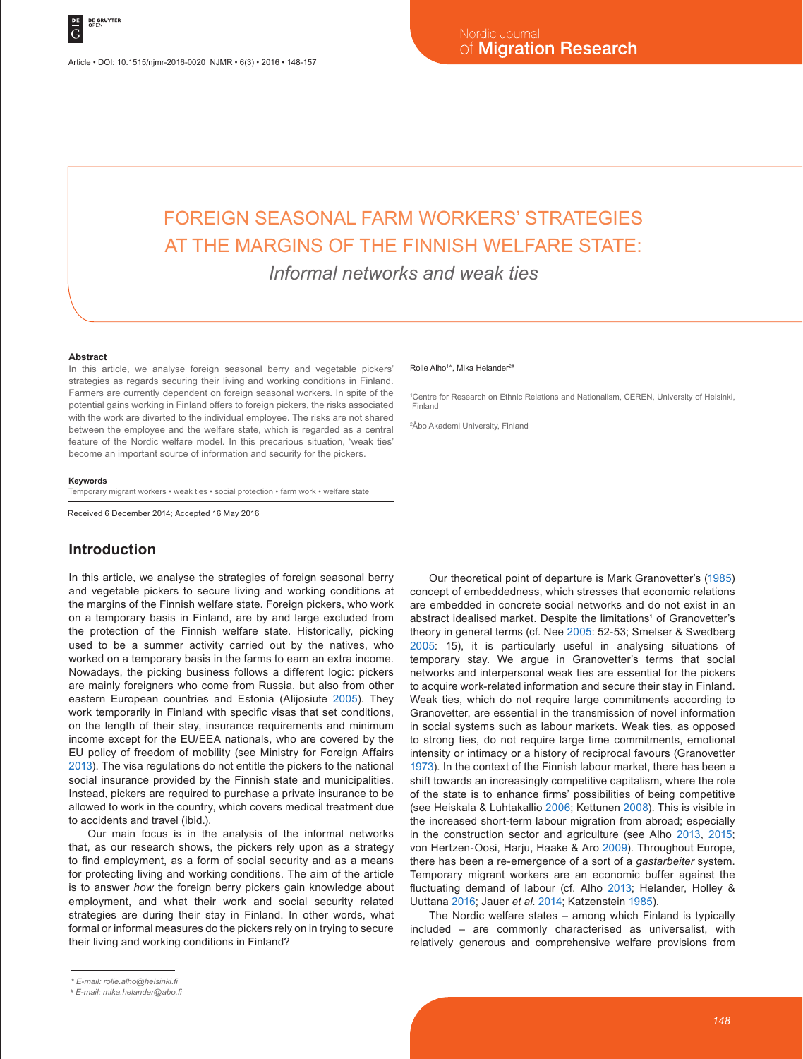# FOREIGN SEASONAL FARM WORKERS' STRATEGIES AT THE MARGINS OF THE FINNISH WELFARE STATE:

## *Informal networks and weak ties*

Rolle Alho[1]*, Mika Helander[2#]

[1]Centre for Research on Ethnic Relations and Nationalism, CEREN, University of Helsinki, Finland

[2]Åbo Akademi University, Finland

### Abstract

In this article, we analyse foreign seasonal berry and vegetable pickers' strategies as regards securing their living and working conditions in Finland. Farmers are currently dependent on foreign seasonal workers. In spite of the potential gains working in Finland offers to foreign pickers, the risks associated with the work are diverted to the individual employee. The risks are not shared between the employee and the welfare state, which is regarded as a central feature of the Nordic welfare model. In this precarious situation, 'weak ties' become an important source of information and security for the pickers.

### Keywords

Temporary migrant workers • weak ties • social protection • farm work • welfare state

Received 6 December 2014; Accepted 16 May 2016

## Introduction

In this article, we analyse the strategies of foreign seasonal berry and vegetable pickers to secure living and working conditions at the margins of the Finnish welfare state. Foreign pickers, who work on a temporary basis in Finland, are by and large excluded from the protection of the Finnish welfare state. Historically, picking used to be a summer activity carried out by the natives, who worked on a temporary basis in the farms to earn an extra income. Nowadays, the picking business follows a different logic: pickers are mainly foreigners who come from Russia, but also from other eastern European countries and Estonia (Alijosiute 2005). They work temporarily in Finland with specific visas that set conditions, on the length of their stay, insurance requirements and minimum income except for the EU/EEA nationals, who are covered by the EU policy of freedom of mobility (see Ministry for Foreign Affairs 2013). The visa regulations do not entitle the pickers to the national social insurance provided by the Finnish state and municipalities. Instead, pickers are required to purchase a private insurance to be allowed to work in the country, which covers medical treatment due to accidents and travel (ibid.).

Our main focus is in the analysis of the informal networks that, as our research shows, the pickers rely upon as a strategy to find employment, as a form of social security and as a means for protecting living and working conditions. The aim of the article is to answer *how* the foreign berry pickers gain knowledge about employment, and what their work and social security related strategies are during their stay in Finland. In other words, what formal or informal measures do the pickers rely on in trying to secure their living and working conditions in Finland?

Our theoretical point of departure is Mark Granovetter's (1985) concept of embeddedness, which stresses that economic relations are embedded in concrete social networks and do not exist in an abstract idealised market. Despite the limitations[1] of Granovetter's theory in general terms (cf. Nee 2005: 52-53; Smelser & Swedberg 2005: 15), it is particularly useful in analysing situations of temporary stay. We argue in Granovetter's terms that social networks and interpersonal weak ties are essential for the pickers to acquire work-related information and secure their stay in Finland. Weak ties, which do not require large commitments according to Granovetter, are essential in the transmission of novel information in social systems such as labour markets. Weak ties, as opposed to strong ties, do not require large time commitments, emotional intensity or intimacy or a history of reciprocal favours (Granovetter 1973). In the context of the Finnish labour market, there has been a shift towards an increasingly competitive capitalism, where the role of the state is to enhance firms' possibilities of being competitive (see Heiskala & Luhtakallio 2006; Kettunen 2008). This is visible in the increased short-term labour migration from abroad; especially in the construction sector and agriculture (see Alho 2013, 2015; von Hertzen-Oosi, Harju, Haake & Aro 2009). Throughout Europe, there has been a re-emergence of a sort of a *gastarbeiter* system. Temporary migrant workers are an economic buffer against the fluctuating demand of labour (cf. Alho 2013; Helander, Holley & Uuttana 2016; Jauer *et al.* 2014; Katzenstein 1985).

The Nordic welfare states – among which Finland is typically included – are commonly characterised as universalist, with relatively generous and comprehensive welfare provisions from

\* E-mail: rolle.alho@helsinki.fi

\# E-mail: mika.helander@abo.fi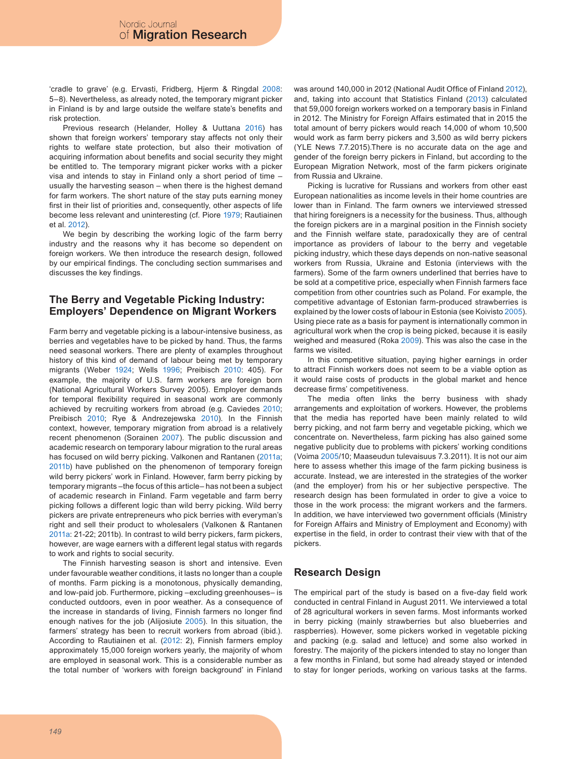'cradle to grave' (e.g. Ervasti, Fridberg, Hjerm & Ringdal 2008: 5–8). Nevertheless, as already noted, the temporary migrant picker in Finland is by and large outside the welfare state's benefits and risk protection.

Previous research (Helander, Holley & Uuttana 2016) has shown that foreign workers' temporary stay affects not only their rights to welfare state protection, but also their motivation of acquiring information about benefits and social security they might be entitled to. The temporary migrant picker works with a picker visa and intends to stay in Finland only a short period of time – usually the harvesting season – when there is the highest demand for farm workers. The short nature of the stay puts earning money first in their list of priorities and, consequently, other aspects of life become less relevant and uninteresting (cf. Piore 1979; Rautiainen et al. 2012).

We begin by describing the working logic of the farm berry industry and the reasons why it has become so dependent on foreign workers. We then introduce the research design, followed by our empirical findings. The concluding section summarises and discusses the key findings.

## The Berry and Vegetable Picking Industry: Employers' Dependence on Migrant Workers

Farm berry and vegetable picking is a labour-intensive business, as berries and vegetables have to be picked by hand. Thus, the farms need seasonal workers. There are plenty of examples throughout history of this kind of demand of labour being met by temporary migrants (Weber 1924; Wells 1996; Preibisch 2010: 405). For example, the majority of U.S. farm workers are foreign born (National Agricultural Workers Survey 2005). Employer demands for temporal flexibility required in seasonal work are commonly achieved by recruiting workers from abroad (e.g. Caviedes 2010; Preibisch 2010; Rye & Andrezejewska 2010). In the Finnish context, however, temporary migration from abroad is a relatively recent phenomenon (Sorainen 2007). The public discussion and academic research on temporary labour migration to the rural areas has focused on wild berry picking. Valkonen and Rantanen (2011a; 2011b) have published on the phenomenon of temporary foreign wild berry pickers' work in Finland. However, farm berry picking by temporary migrants –the focus of this article– has not been a subject of academic research in Finland. Farm vegetable and farm berry picking follows a different logic than wild berry picking. Wild berry pickers are private entrepreneurs who pick berries with everyman's right and sell their product to wholesalers (Valkonen & Rantanen 2011a: 21-22; 2011b). In contrast to wild berry pickers, farm pickers, however, are wage earners with a different legal status with regards to work and rights to social security.

The Finnish harvesting season is short and intensive. Even under favourable weather conditions, it lasts no longer than a couple of months. Farm picking is a monotonous, physically demanding, and low-paid job. Furthermore, picking –excluding greenhouses– is conducted outdoors, even in poor weather. As a consequence of the increase in standards of living, Finnish farmers no longer find enough natives for the job (Alijosiute 2005). In this situation, the farmers' strategy has been to recruit workers from abroad (ibid.). According to Rautiainen et al. (2012: 2), Finnish farmers employ approximately 15,000 foreign workers yearly, the majority of whom are employed in seasonal work. This is a considerable number as the total number of 'workers with foreign background' in Finland was around 140,000 in 2012 (National Audit Office of Finland 2012), and, taking into account that Statistics Finland (2013) calculated that 59,000 foreign workers worked on a temporary basis in Finland in 2012. The Ministry for Foreign Affairs estimated that in 2015 the total amount of berry pickers would reach 14,000 of whom 10,500 would work as farm berry pickers and 3,500 as wild berry pickers (YLE News 7.7.2015).There is no accurate data on the age and gender of the foreign berry pickers in Finland, but according to the European Migration Network, most of the farm pickers originate from Russia and Ukraine.

Picking is lucrative for Russians and workers from other east European nationalities as income levels in their home countries are lower than in Finland. The farm owners we interviewed stressed that hiring foreigners is a necessity for the business. Thus, although the foreign pickers are in a marginal position in the Finnish society and the Finnish welfare state, paradoxically they are of central importance as providers of labour to the berry and vegetable picking industry, which these days depends on non-native seasonal workers from Russia, Ukraine and Estonia (interviews with the farmers). Some of the farm owners underlined that berries have to be sold at a competitive price, especially when Finnish farmers face competition from other countries such as Poland. For example, the competitive advantage of Estonian farm-produced strawberries is explained by the lower costs of labour in Estonia (see Koivisto 2005). Using piece rate as a basis for payment is internationally common in agricultural work when the crop is being picked, because it is easily weighed and measured (Roka 2009). This was also the case in the farms we visited.

In this competitive situation, paying higher earnings in order to attract Finnish workers does not seem to be a viable option as it would raise costs of products in the global market and hence decrease firms' competitiveness.

The media often links the berry business with shady arrangements and exploitation of workers. However, the problems that the media has reported have been mainly related to wild berry picking, and not farm berry and vegetable picking, which we concentrate on. Nevertheless, farm picking has also gained some negative publicity due to problems with pickers' working conditions (Voima 2005/10; Maaseudun tulevaisuus 7.3.2011). It is not our aim here to assess whether this image of the farm picking business is accurate. Instead, we are interested in the strategies of the worker (and the employer) from his or her subjective perspective. The research design has been formulated in order to give a voice to those in the work process: the migrant workers and the farmers. In addition, we have interviewed two government officials (Ministry for Foreign Affairs and Ministry of Employment and Economy) with expertise in the field, in order to contrast their view with that of the pickers.

## Research Design

The empirical part of the study is based on a five-day field work conducted in central Finland in August 2011. We interviewed a total of 28 agricultural workers in seven farms. Most informants worked in berry picking (mainly strawberries but also blueberries and raspberries). However, some pickers worked in vegetable picking and packing (e.g. salad and lettuce) and some also worked in forestry. The majority of the pickers intended to stay no longer than a few months in Finland, but some had already stayed or intended to stay for longer periods, working on various tasks at the farms.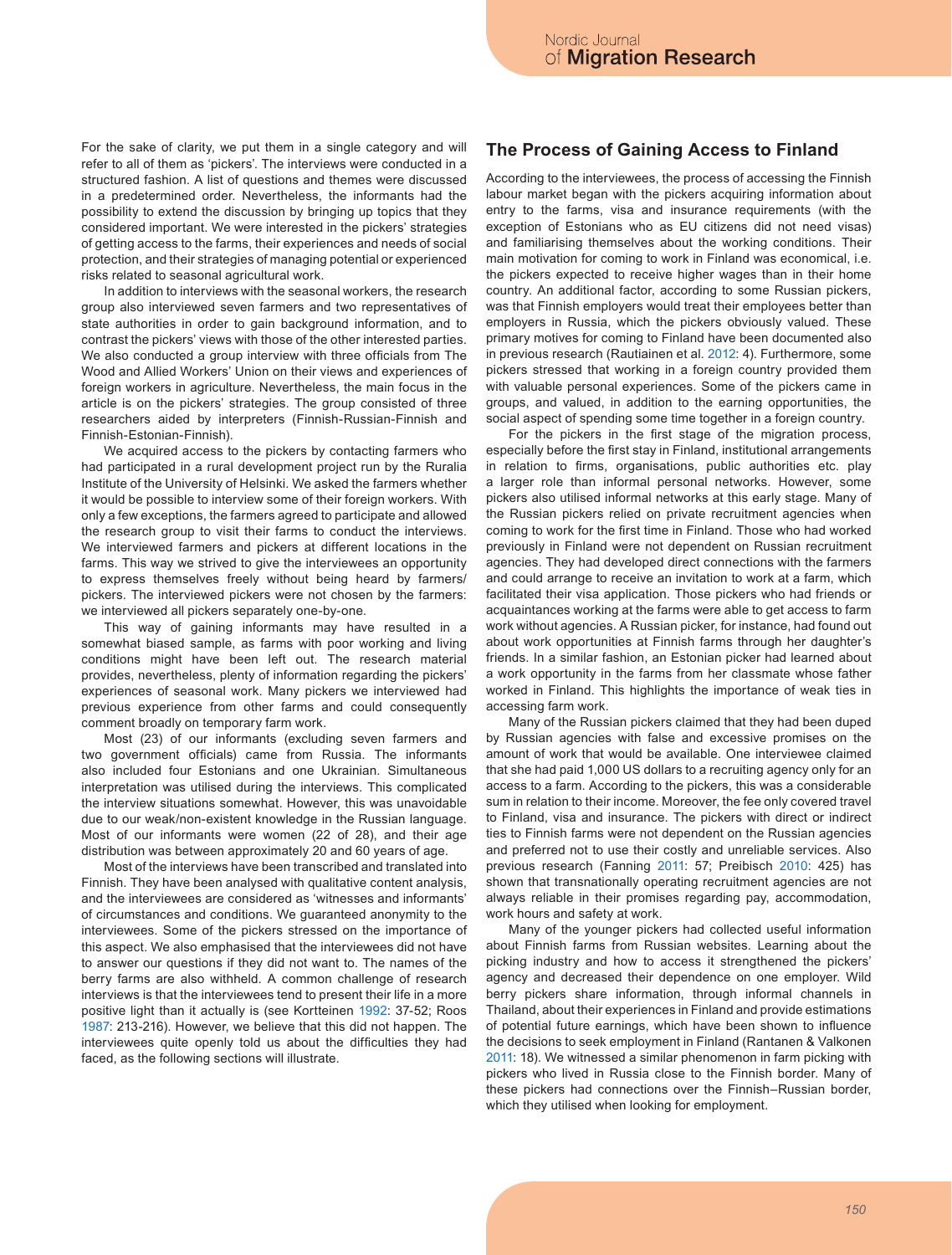For the sake of clarity, we put them in a single category and will refer to all of them as 'pickers'. The interviews were conducted in a structured fashion. A list of questions and themes were discussed in a predetermined order. Nevertheless, the informants had the possibility to extend the discussion by bringing up topics that they considered important. We were interested in the pickers' strategies of getting access to the farms, their experiences and needs of social protection, and their strategies of managing potential or experienced risks related to seasonal agricultural work.

In addition to interviews with the seasonal workers, the research group also interviewed seven farmers and two representatives of state authorities in order to gain background information, and to contrast the pickers' views with those of the other interested parties. We also conducted a group interview with three officials from The Wood and Allied Workers' Union on their views and experiences of foreign workers in agriculture. Nevertheless, the main focus in the article is on the pickers' strategies. The group consisted of three researchers aided by interpreters (Finnish-Russian-Finnish and Finnish-Estonian-Finnish).

We acquired access to the pickers by contacting farmers who had participated in a rural development project run by the Ruralia Institute of the University of Helsinki. We asked the farmers whether it would be possible to interview some of their foreign workers. With only a few exceptions, the farmers agreed to participate and allowed the research group to visit their farms to conduct the interviews. We interviewed farmers and pickers at different locations in the farms. This way we strived to give the interviewees an opportunity to express themselves freely without being heard by farmers/pickers. The interviewed pickers were not chosen by the farmers: we interviewed all pickers separately one-by-one.

This way of gaining informants may have resulted in a somewhat biased sample, as farms with poor working and living conditions might have been left out. The research material provides, nevertheless, plenty of information regarding the pickers' experiences of seasonal work. Many pickers we interviewed had previous experience from other farms and could consequently comment broadly on temporary farm work.

Most (23) of our informants (excluding seven farmers and two government officials) came from Russia. The informants also included four Estonians and one Ukrainian. Simultaneous interpretation was utilised during the interviews. This complicated the interview situations somewhat. However, this was unavoidable due to our weak/non-existent knowledge in the Russian language. Most of our informants were women (22 of 28), and their age distribution was between approximately 20 and 60 years of age.

Most of the interviews have been transcribed and translated into Finnish. They have been analysed with qualitative content analysis, and the interviewees are considered as 'witnesses and informants' of circumstances and conditions. We guaranteed anonymity to the interviewees. Some of the pickers stressed on the importance of this aspect. We also emphasised that the interviewees did not have to answer our questions if they did not want to. The names of the berry farms are also withheld. A common challenge of research interviews is that the interviewees tend to present their life in a more positive light than it actually is (see Kortteinen 1992: 37-52; Roos 1987: 213-216). However, we believe that this did not happen. The interviewees quite openly told us about the difficulties they had faced, as the following sections will illustrate.

## The Process of Gaining Access to Finland

According to the interviewees, the process of accessing the Finnish labour market began with the pickers acquiring information about entry to the farms, visa and insurance requirements (with the exception of Estonians who as EU citizens did not need visas) and familiarising themselves about the working conditions. Their main motivation for coming to work in Finland was economical, i.e. the pickers expected to receive higher wages than in their home country. An additional factor, according to some Russian pickers, was that Finnish employers would treat their employees better than employers in Russia, which the pickers obviously valued. These primary motives for coming to Finland have been documented also in previous research (Rautiainen et al. 2012: 4). Furthermore, some pickers stressed that working in a foreign country provided them with valuable personal experiences. Some of the pickers came in groups, and valued, in addition to the earning opportunities, the social aspect of spending some time together in a foreign country.

For the pickers in the first stage of the migration process, especially before the first stay in Finland, institutional arrangements in relation to firms, organisations, public authorities etc. play a larger role than informal personal networks. However, some pickers also utilised informal networks at this early stage. Many of the Russian pickers relied on private recruitment agencies when coming to work for the first time in Finland. Those who had worked previously in Finland were not dependent on Russian recruitment agencies. They had developed direct connections with the farmers and could arrange to receive an invitation to work at a farm, which facilitated their visa application. Those pickers who had friends or acquaintances working at the farms were able to get access to farm work without agencies. A Russian picker, for instance, had found out about work opportunities at Finnish farms through her daughter's friends. In a similar fashion, an Estonian picker had learned about a work opportunity in the farms from her classmate whose father worked in Finland. This highlights the importance of weak ties in accessing farm work.

Many of the Russian pickers claimed that they had been duped by Russian agencies with false and excessive promises on the amount of work that would be available. One interviewee claimed that she had paid 1,000 US dollars to a recruiting agency only for an access to a farm. According to the pickers, this was a considerable sum in relation to their income. Moreover, the fee only covered travel to Finland, visa and insurance. The pickers with direct or indirect ties to Finnish farms were not dependent on the Russian agencies and preferred not to use their costly and unreliable services. Also previous research (Fanning 2011: 57; Preibisch 2010: 425) has shown that transnationally operating recruitment agencies are not always reliable in their promises regarding pay, accommodation, work hours and safety at work.

Many of the younger pickers had collected useful information about Finnish farms from Russian websites. Learning about the picking industry and how to access it strengthened the pickers' agency and decreased their dependence on one employer. Wild berry pickers share information, through informal channels in Thailand, about their experiences in Finland and provide estimations of potential future earnings, which have been shown to influence the decisions to seek employment in Finland (Rantanen & Valkonen 2011: 18). We witnessed a similar phenomenon in farm picking with pickers who lived in Russia close to the Finnish border. Many of these pickers had connections over the Finnish–Russian border, which they utilised when looking for employment.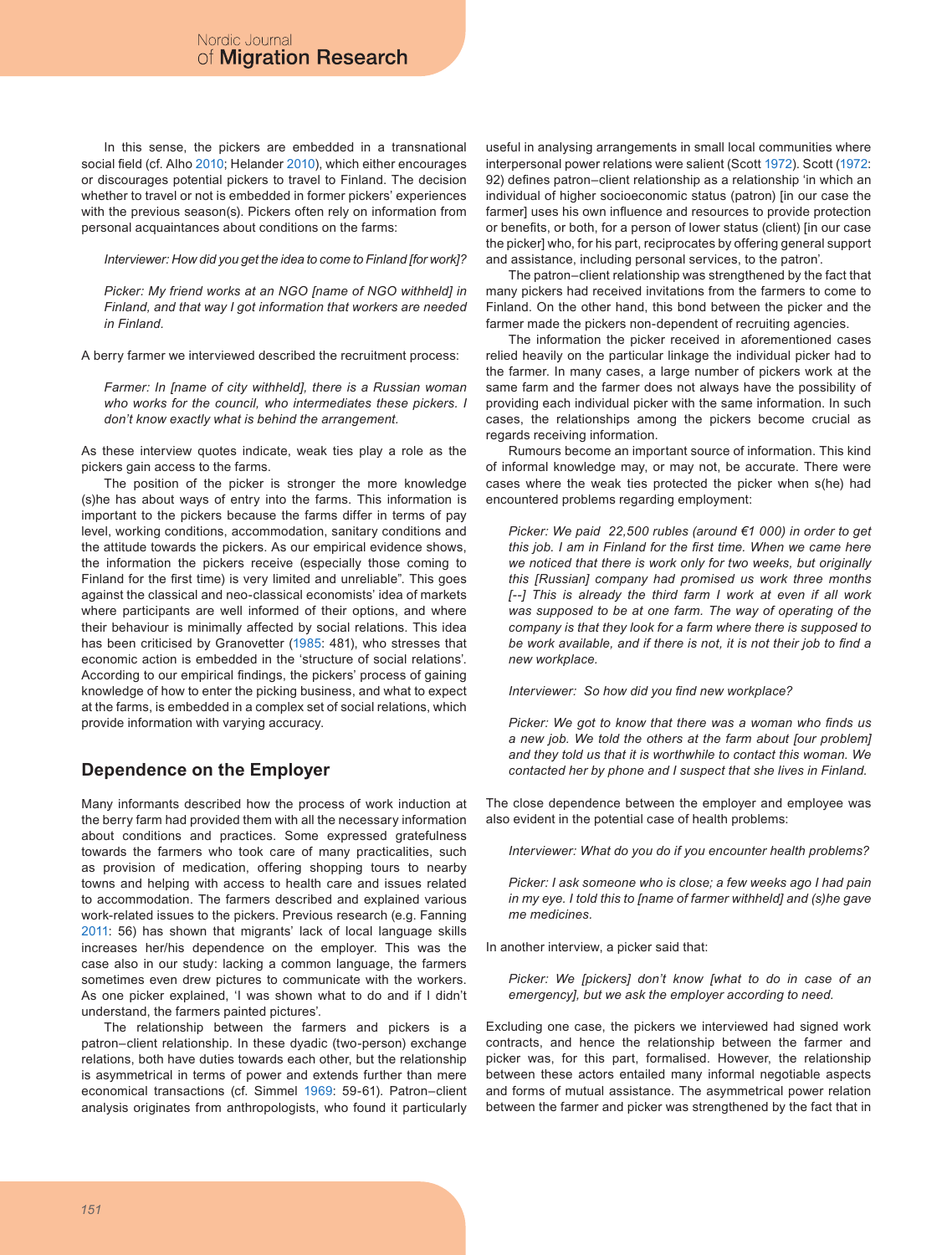In this sense, the pickers are embedded in a transnational social field (cf. Alho 2010; Helander 2010), which either encourages or discourages potential pickers to travel to Finland. The decision whether to travel or not is embedded in former pickers' experiences with the previous season(s). Pickers often rely on information from personal acquaintances about conditions on the farms:

> *Interviewer: How did you get the idea to come to Finland [for work]?*
>
> *Picker: My friend works at an NGO [name of NGO withheld] in Finland, and that way I got information that workers are needed in Finland.*

A berry farmer we interviewed described the recruitment process:

> *Farmer: In [name of city withheld], there is a Russian woman who works for the council, who intermediates these pickers. I don't know exactly what is behind the arrangement.*

As these interview quotes indicate, weak ties play a role as the pickers gain access to the farms.

The position of the picker is stronger the more knowledge (s)he has about ways of entry into the farms. This information is important to the pickers because the farms differ in terms of pay level, working conditions, accommodation, sanitary conditions and the attitude towards the pickers. As our empirical evidence shows, the information the pickers receive (especially those coming to Finland for the first time) is very limited and unreliable". This goes against the classical and neo-classical economists' idea of markets where participants are well informed of their options, and where their behaviour is minimally affected by social relations. This idea has been criticised by Granovetter (1985: 481), who stresses that economic action is embedded in the 'structure of social relations'. According to our empirical findings, the pickers' process of gaining knowledge of how to enter the picking business, and what to expect at the farms, is embedded in a complex set of social relations, which provide information with varying accuracy.

## Dependence on the Employer

Many informants described how the process of work induction at the berry farm had provided them with all the necessary information about conditions and practices. Some expressed gratefulness towards the farmers who took care of many practicalities, such as provision of medication, offering shopping tours to nearby towns and helping with access to health care and issues related to accommodation. The farmers described and explained various work-related issues to the pickers. Previous research (e.g. Fanning 2011: 56) has shown that migrants' lack of local language skills increases her/his dependence on the employer. This was the case also in our study: lacking a common language, the farmers sometimes even drew pictures to communicate with the workers. As one picker explained, 'I was shown what to do and if I didn't understand, the farmers painted pictures'.

The relationship between the farmers and pickers is a patron–client relationship. In these dyadic (two-person) exchange relations, both have duties towards each other, but the relationship is asymmetrical in terms of power and extends further than mere economical transactions (cf. Simmel 1969: 59-61). Patron–client analysis originates from anthropologists, who found it particularly useful in analysing arrangements in small local communities where interpersonal power relations were salient (Scott 1972). Scott (1972: 92) defines patron–client relationship as a relationship 'in which an individual of higher socioeconomic status (patron) [in our case the farmer] uses his own influence and resources to provide protection or benefits, or both, for a person of lower status (client) [in our case the picker] who, for his part, reciprocates by offering general support and assistance, including personal services, to the patron'.

The patron–client relationship was strengthened by the fact that many pickers had received invitations from the farmers to come to Finland. On the other hand, this bond between the picker and the farmer made the pickers non-dependent of recruiting agencies.

The information the picker received in aforementioned cases relied heavily on the particular linkage the individual picker had to the farmer. In many cases, a large number of pickers work at the same farm and the farmer does not always have the possibility of providing each individual picker with the same information. In such cases, the relationships among the pickers become crucial as regards receiving information.

Rumours become an important source of information. This kind of informal knowledge may, or may not, be accurate. There were cases where the weak ties protected the picker when s(he) had encountered problems regarding employment:

> *Picker: We paid 22,500 rubles (around €1 000) in order to get this job. I am in Finland for the first time. When we came here we noticed that there is work only for two weeks, but originally this [Russian] company had promised us work three months [--] This is already the third farm I work at even if all work was supposed to be at one farm. The way of operating of the company is that they look for a farm where there is supposed to be work available, and if there is not, it is not their job to find a new workplace.*
>
> *Interviewer: So how did you find new workplace?*
>
> *Picker: We got to know that there was a woman who finds us a new job. We told the others at the farm about [our problem] and they told us that it is worthwhile to contact this woman. We contacted her by phone and I suspect that she lives in Finland.*

The close dependence between the employer and employee was also evident in the potential case of health problems:

> *Interviewer: What do you do if you encounter health problems?*
>
> *Picker: I ask someone who is close; a few weeks ago I had pain in my eye. I told this to [name of farmer withheld] and (s)he gave me medicines.*

In another interview, a picker said that:

> *Picker: We [pickers] don't know [what to do in case of an emergency], but we ask the employer according to need.*

Excluding one case, the pickers we interviewed had signed work contracts, and hence the relationship between the farmer and picker was, for this part, formalised. However, the relationship between these actors entailed many informal negotiable aspects and forms of mutual assistance. The asymmetrical power relation between the farmer and picker was strengthened by the fact that in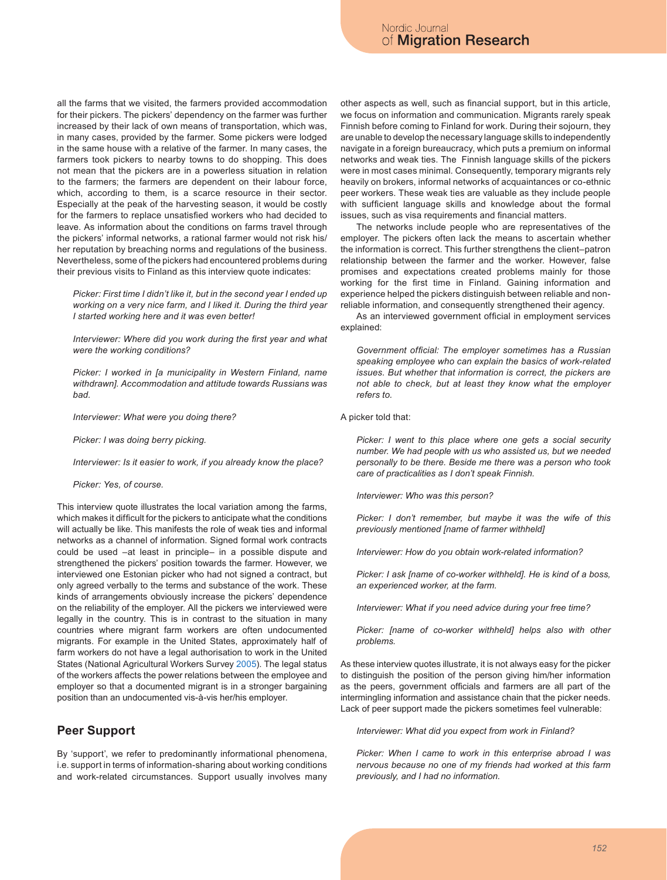all the farms that we visited, the farmers provided accommodation for their pickers. The pickers' dependency on the farmer was further increased by their lack of own means of transportation, which was, in many cases, provided by the farmer. Some pickers were lodged in the same house with a relative of the farmer. In many cases, the farmers took pickers to nearby towns to do shopping. This does not mean that the pickers are in a powerless situation in relation to the farmers; the farmers are dependent on their labour force, which, according to them, is a scarce resource in their sector. Especially at the peak of the harvesting season, it would be costly for the farmers to replace unsatisfied workers who had decided to leave. As information about the conditions on farms travel through the pickers' informal networks, a rational farmer would not risk his/her reputation by breaching norms and regulations of the business. Nevertheless, some of the pickers had encountered problems during their previous visits to Finland as this interview quote indicates:

> *Picker: First time I didn't like it, but in the second year I ended up working on a very nice farm, and I liked it. During the third year I started working here and it was even better!*
>
> *Interviewer: Where did you work during the first year and what were the working conditions?*
>
> *Picker: I worked in [a municipality in Western Finland, name withdrawn]. Accommodation and attitude towards Russians was bad.*
>
> *Interviewer: What were you doing there?*
>
> *Picker: I was doing berry picking.*
>
> *Interviewer: Is it easier to work, if you already know the place?*
>
> *Picker: Yes, of course.*

This interview quote illustrates the local variation among the farms, which makes it difficult for the pickers to anticipate what the conditions will actually be like. This manifests the role of weak ties and informal networks as a channel of information. Signed formal work contracts could be used –at least in principle– in a possible dispute and strengthened the pickers' position towards the farmer. However, we interviewed one Estonian picker who had not signed a contract, but only agreed verbally to the terms and substance of the work. These kinds of arrangements obviously increase the pickers' dependence on the reliability of the employer. All the pickers we interviewed were legally in the country. This is in contrast to the situation in many countries where migrant farm workers are often undocumented migrants. For example in the United States, approximately half of farm workers do not have a legal authorisation to work in the United States (National Agricultural Workers Survey 2005). The legal status of the workers affects the power relations between the employee and employer so that a documented migrant is in a stronger bargaining position than an undocumented vis-à-vis her/his employer.

## Peer Support

By 'support', we refer to predominantly informational phenomena, i.e. support in terms of information-sharing about working conditions and work-related circumstances. Support usually involves many other aspects as well, such as financial support, but in this article, we focus on information and communication. Migrants rarely speak Finnish before coming to Finland for work. During their sojourn, they are unable to develop the necessary language skills to independently navigate in a foreign bureaucracy, which puts a premium on informal networks and weak ties. The Finnish language skills of the pickers were in most cases minimal. Consequently, temporary migrants rely heavily on brokers, informal networks of acquaintances or co-ethnic peer workers. These weak ties are valuable as they include people with sufficient language skills and knowledge about the formal issues, such as visa requirements and financial matters.

The networks include people who are representatives of the employer. The pickers often lack the means to ascertain whether the information is correct. This further strengthens the client–patron relationship between the farmer and the worker. However, false promises and expectations created problems mainly for those working for the first time in Finland. Gaining information and experience helped the pickers distinguish between reliable and non-reliable information, and consequently strengthened their agency.

As an interviewed government official in employment services explained:

> *Government official: The employer sometimes has a Russian speaking employee who can explain the basics of work-related issues. But whether that information is correct, the pickers are not able to check, but at least they know what the employer refers to.*

A picker told that:

> *Picker: I went to this place where one gets a social security number. We had people with us who assisted us, but we needed personally to be there. Beside me there was a person who took care of practicalities as I don't speak Finnish.*
>
> *Interviewer: Who was this person?*
>
> *Picker: I don't remember, but maybe it was the wife of this previously mentioned [name of farmer withheld]*
>
> *Interviewer: How do you obtain work-related information?*
>
> *Picker: I ask [name of co-worker withheld]. He is kind of a boss, an experienced worker, at the farm.*
>
> *Interviewer: What if you need advice during your free time?*
>
> *Picker: [name of co-worker withheld] helps also with other problems.*

As these interview quotes illustrate, it is not always easy for the picker to distinguish the position of the person giving him/her information as the peers, government officials and farmers are all part of the intermingling information and assistance chain that the picker needs. Lack of peer support made the pickers sometimes feel vulnerable:

> *Interviewer: What did you expect from work in Finland?*
>
> *Picker: When I came to work in this enterprise abroad I was nervous because no one of my friends had worked at this farm previously, and I had no information.*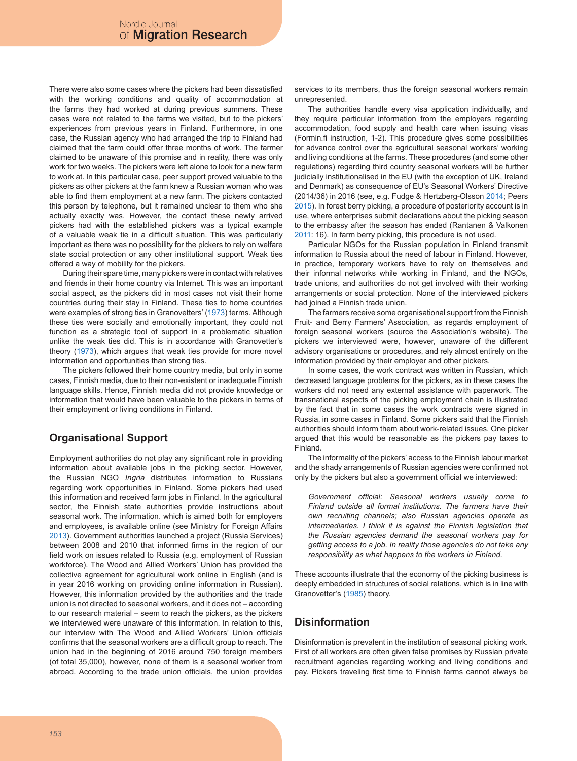There were also some cases where the pickers had been dissatisfied with the working conditions and quality of accommodation at the farms they had worked at during previous summers. These cases were not related to the farms we visited, but to the pickers' experiences from previous years in Finland. Furthermore, in one case, the Russian agency who had arranged the trip to Finland had claimed that the farm could offer three months of work. The farmer claimed to be unaware of this promise and in reality, there was only work for two weeks. The pickers were left alone to look for a new farm to work at. In this particular case, peer support proved valuable to the pickers as other pickers at the farm knew a Russian woman who was able to find them employment at a new farm. The pickers contacted this person by telephone, but it remained unclear to them who she actually exactly was. However, the contact these newly arrived pickers had with the established pickers was a typical example of a valuable weak tie in a difficult situation. This was particularly important as there was no possibility for the pickers to rely on welfare state social protection or any other institutional support. Weak ties offered a way of mobility for the pickers.

During their spare time, many pickers were in contact with relatives and friends in their home country via Internet. This was an important social aspect, as the pickers did in most cases not visit their home countries during their stay in Finland. These ties to home countries were examples of strong ties in Granovetters' (1973) terms. Although these ties were socially and emotionally important, they could not function as a strategic tool of support in a problematic situation unlike the weak ties did. This is in accordance with Granovetter's theory (1973), which argues that weak ties provide for more novel information and opportunities than strong ties.

The pickers followed their home country media, but only in some cases, Finnish media, due to their non-existent or inadequate Finnish language skills. Hence, Finnish media did not provide knowledge or information that would have been valuable to the pickers in terms of their employment or living conditions in Finland.

## Organisational Support

Employment authorities do not play any significant role in providing information about available jobs in the picking sector. However, the Russian NGO *Ingria* distributes information to Russians regarding work opportunities in Finland. Some pickers had used this information and received farm jobs in Finland. In the agricultural sector, the Finnish state authorities provide instructions about seasonal work. The information, which is aimed both for employers and employees, is available online (see Ministry for Foreign Affairs 2013). Government authorities launched a project (Russia Services) between 2008 and 2010 that informed firms in the region of our field work on issues related to Russia (e.g. employment of Russian workforce). The Wood and Allied Workers' Union has provided the collective agreement for agricultural work online in English (and is in year 2016 working on providing online information in Russian). However, this information provided by the authorities and the trade union is not directed to seasonal workers, and it does not – according to our research material – seem to reach the pickers, as the pickers we interviewed were unaware of this information. In relation to this, our interview with The Wood and Allied Workers' Union officials confirms that the seasonal workers are a difficult group to reach. The union had in the beginning of 2016 around 750 foreign members (of total 35,000), however, none of them is a seasonal worker from abroad. According to the trade union officials, the union provides services to its members, thus the foreign seasonal workers remain unrepresented.

The authorities handle every visa application individually, and they require particular information from the employers regarding accommodation, food supply and health care when issuing visas (Formin.fi instruction, 1-2). This procedure gives some possibilities for advance control over the agricultural seasonal workers' working and living conditions at the farms. These procedures (and some other regulations) regarding third country seasonal workers will be further judicially institutionalised in the EU (with the exception of UK, Ireland and Denmark) as consequence of EU's Seasonal Workers' Directive (2014/36) in 2016 (see, e.g. Fudge & Hertzberg-Olsson 2014; Peers 2015). In forest berry picking, a procedure of posteriority account is in use, where enterprises submit declarations about the picking season to the embassy after the season has ended (Rantanen & Valkonen 2011: 16). In farm berry picking, this procedure is not used.

Particular NGOs for the Russian population in Finland transmit information to Russia about the need of labour in Finland. However, in practice, temporary workers have to rely on themselves and their informal networks while working in Finland, and the NGOs, trade unions, and authorities do not get involved with their working arrangements or social protection. None of the interviewed pickers had joined a Finnish trade union.

The farmers receive some organisational support from the Finnish Fruit- and Berry Farmers' Association, as regards employment of foreign seasonal workers (source the Association's website). The pickers we interviewed were, however, unaware of the different advisory organisations or procedures, and rely almost entirely on the information provided by their employer and other pickers.

In some cases, the work contract was written in Russian, which decreased language problems for the pickers, as in these cases the workers did not need any external assistance with paperwork. The transnational aspects of the picking employment chain is illustrated by the fact that in some cases the work contracts were signed in Russia, in some cases in Finland. Some pickers said that the Finnish authorities should inform them about work-related issues. One picker argued that this would be reasonable as the pickers pay taxes to Finland.

The informality of the pickers' access to the Finnish labour market and the shady arrangements of Russian agencies were confirmed not only by the pickers but also a government official we interviewed:

> *Government official: Seasonal workers usually come to Finland outside all formal institutions. The farmers have their own recruiting channels; also Russian agencies operate as intermediaries. I think it is against the Finnish legislation that the Russian agencies demand the seasonal workers pay for getting access to a job. In reality those agencies do not take any responsibility as what happens to the workers in Finland.*

These accounts illustrate that the economy of the picking business is deeply embedded in structures of social relations, which is in line with Granovetter's (1985) theory.

## Disinformation

Disinformation is prevalent in the institution of seasonal picking work. First of all workers are often given false promises by Russian private recruitment agencies regarding working and living conditions and pay. Pickers traveling first time to Finnish farms cannot always be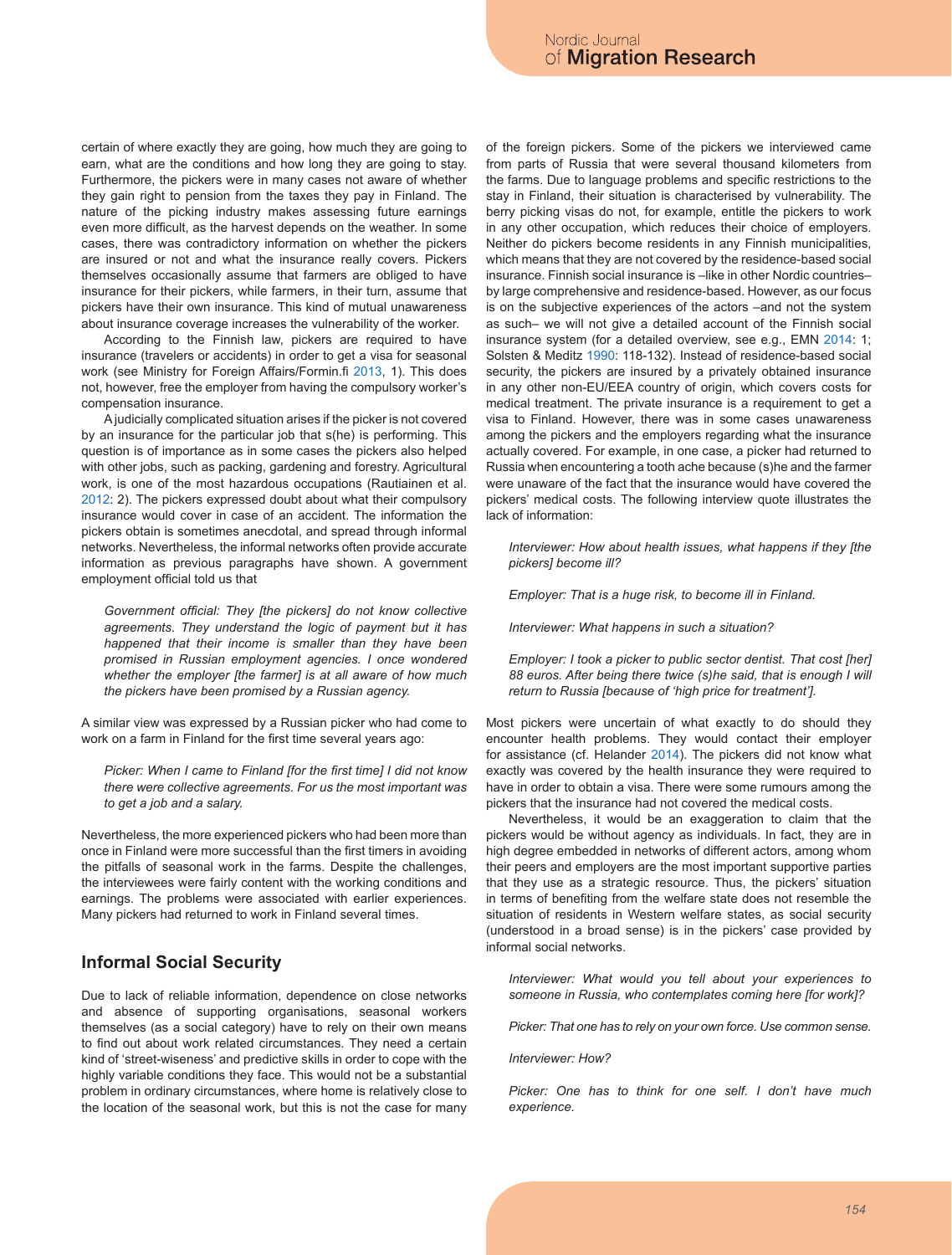certain of where exactly they are going, how much they are going to earn, what are the conditions and how long they are going to stay. Furthermore, the pickers were in many cases not aware of whether they gain right to pension from the taxes they pay in Finland. The nature of the picking industry makes assessing future earnings even more difficult, as the harvest depends on the weather. In some cases, there was contradictory information on whether the pickers are insured or not and what the insurance really covers. Pickers themselves occasionally assume that farmers are obliged to have insurance for their pickers, while farmers, in their turn, assume that pickers have their own insurance. This kind of mutual unawareness about insurance coverage increases the vulnerability of the worker.

According to the Finnish law, pickers are required to have insurance (travelers or accidents) in order to get a visa for seasonal work (see Ministry for Foreign Affairs/Formin.fi 2013, 1). This does not, however, free the employer from having the compulsory worker's compensation insurance.

A judicially complicated situation arises if the picker is not covered by an insurance for the particular job that s(he) is performing. This question is of importance as in some cases the pickers also helped with other jobs, such as packing, gardening and forestry. Agricultural work, is one of the most hazardous occupations (Rautiainen et al. 2012: 2). The pickers expressed doubt about what their compulsory insurance would cover in case of an accident. The information the pickers obtain is sometimes anecdotal, and spread through informal networks. Nevertheless, the informal networks often provide accurate information as previous paragraphs have shown. A government employment official told us that

> *Government official: They [the pickers] do not know collective agreements. They understand the logic of payment but it has happened that their income is smaller than they have been promised in Russian employment agencies. I once wondered whether the employer [the farmer] is at all aware of how much the pickers have been promised by a Russian agency.*

A similar view was expressed by a Russian picker who had come to work on a farm in Finland for the first time several years ago:

> *Picker: When I came to Finland [for the first time] I did not know there were collective agreements. For us the most important was to get a job and a salary.*

Nevertheless, the more experienced pickers who had been more than once in Finland were more successful than the first timers in avoiding the pitfalls of seasonal work in the farms. Despite the challenges, the interviewees were fairly content with the working conditions and earnings. The problems were associated with earlier experiences. Many pickers had returned to work in Finland several times.

## Informal Social Security

Due to lack of reliable information, dependence on close networks and absence of supporting organisations, seasonal workers themselves (as a social category) have to rely on their own means to find out about work related circumstances. They need a certain kind of 'street-wiseness' and predictive skills in order to cope with the highly variable conditions they face. This would not be a substantial problem in ordinary circumstances, where home is relatively close to the location of the seasonal work, but this is not the case for many of the foreign pickers. Some of the pickers we interviewed came from parts of Russia that were several thousand kilometers from the farms. Due to language problems and specific restrictions to the stay in Finland, their situation is characterised by vulnerability. The berry picking visas do not, for example, entitle the pickers to work in any other occupation, which reduces their choice of employers. Neither do pickers become residents in any Finnish municipalities, which means that they are not covered by the residence-based social insurance. Finnish social insurance is –like in other Nordic countries– by large comprehensive and residence-based. However, as our focus is on the subjective experiences of the actors –and not the system as such– we will not give a detailed account of the Finnish social insurance system (for a detailed overview, see e.g., EMN 2014: 1; Solsten & Meditz 1990: 118-132). Instead of residence-based social security, the pickers are insured by a privately obtained insurance in any other non-EU/EEA country of origin, which covers costs for medical treatment. The private insurance is a requirement to get a visa to Finland. However, there was in some cases unawareness among the pickers and the employers regarding what the insurance actually covered. For example, in one case, a picker had returned to Russia when encountering a tooth ache because (s)he and the farmer were unaware of the fact that the insurance would have covered the pickers' medical costs. The following interview quote illustrates the lack of information:

> *Interviewer: How about health issues, what happens if they [the pickers] become ill?*
>
> *Employer: That is a huge risk, to become ill in Finland.*
>
> *Interviewer: What happens in such a situation?*
>
> *Employer: I took a picker to public sector dentist. That cost [her] 88 euros. After being there twice (s)he said, that is enough I will return to Russia [because of 'high price for treatment'].*

Most pickers were uncertain of what exactly to do should they encounter health problems. They would contact their employer for assistance (cf. Helander 2014). The pickers did not know what exactly was covered by the health insurance they were required to have in order to obtain a visa. There were some rumours among the pickers that the insurance had not covered the medical costs.

Nevertheless, it would be an exaggeration to claim that the pickers would be without agency as individuals. In fact, they are in high degree embedded in networks of different actors, among whom their peers and employers are the most important supportive parties that they use as a strategic resource. Thus, the pickers' situation in terms of benefiting from the welfare state does not resemble the situation of residents in Western welfare states, as social security (understood in a broad sense) is in the pickers' case provided by informal social networks.

> *Interviewer: What would you tell about your experiences to someone in Russia, who contemplates coming here [for work]?*
>
> *Picker: That one has to rely on your own force. Use common sense.*
>
> *Interviewer: How?*
>
> *Picker: One has to think for one self. I don't have much experience.*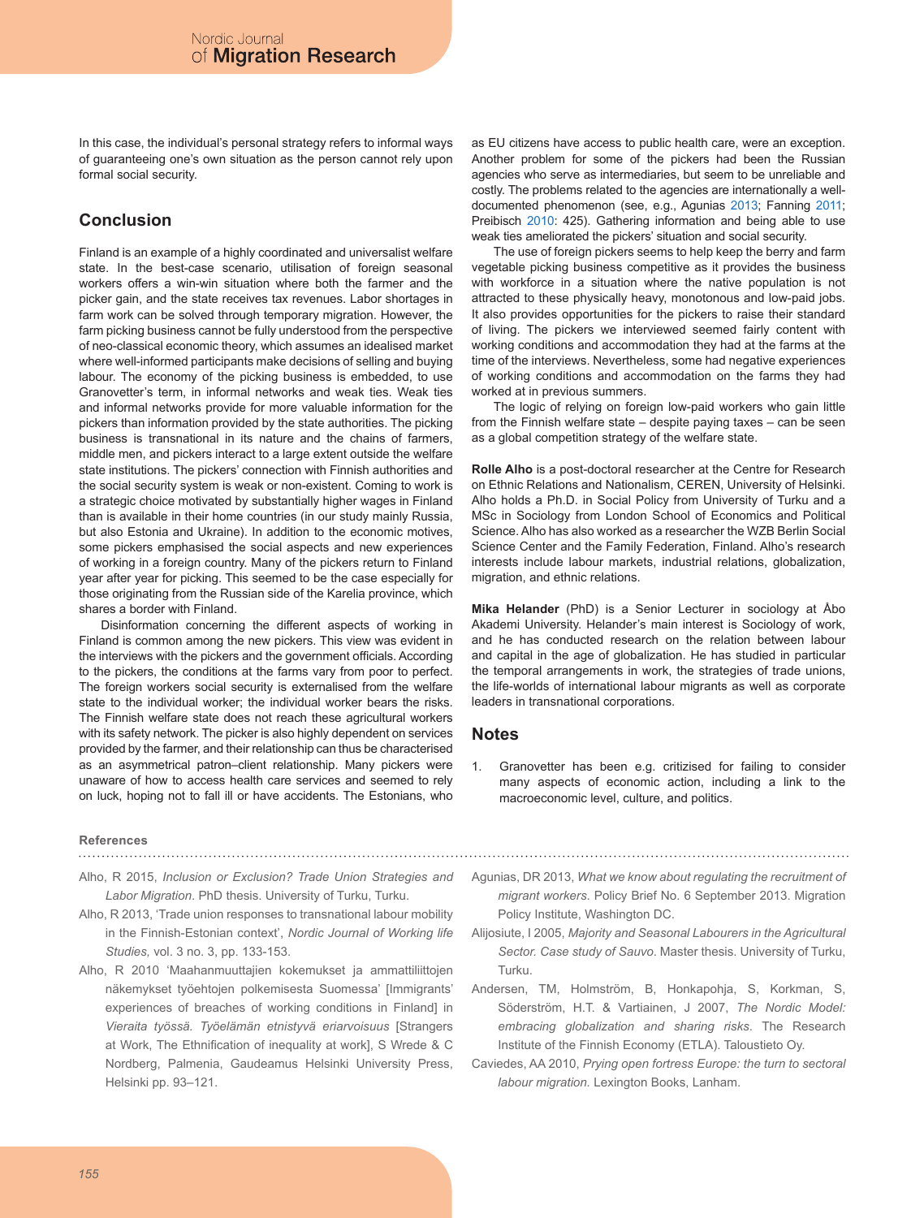In this case, the individual's personal strategy refers to informal ways of guaranteeing one's own situation as the person cannot rely upon formal social security.

## Conclusion

Finland is an example of a highly coordinated and universalist welfare state. In the best-case scenario, utilisation of foreign seasonal workers offers a win-win situation where both the farmer and the picker gain, and the state receives tax revenues. Labor shortages in farm work can be solved through temporary migration. However, the farm picking business cannot be fully understood from the perspective of neo-classical economic theory, which assumes an idealised market where well-informed participants make decisions of selling and buying labour. The economy of the picking business is embedded, to use Granovetter's term, in informal networks and weak ties. Weak ties and informal networks provide for more valuable information for the pickers than information provided by the state authorities. The picking business is transnational in its nature and the chains of farmers, middle men, and pickers interact to a large extent outside the welfare state institutions. The pickers' connection with Finnish authorities and the social security system is weak or non-existent. Coming to work is a strategic choice motivated by substantially higher wages in Finland than is available in their home countries (in our study mainly Russia, but also Estonia and Ukraine). In addition to the economic motives, some pickers emphasised the social aspects and new experiences of working in a foreign country. Many of the pickers return to Finland year after year for picking. This seemed to be the case especially for those originating from the Russian side of the Karelia province, which shares a border with Finland.

Disinformation concerning the different aspects of working in Finland is common among the new pickers. This view was evident in the interviews with the pickers and the government officials. According to the pickers, the conditions at the farms vary from poor to perfect. The foreign workers social security is externalised from the welfare state to the individual worker; the individual worker bears the risks. The Finnish welfare state does not reach these agricultural workers with its safety network. The picker is also highly dependent on services provided by the farmer, and their relationship can thus be characterised as an asymmetrical patron–client relationship. Many pickers were unaware of how to access health care services and seemed to rely on luck, hoping not to fall ill or have accidents. The Estonians, who as EU citizens have access to public health care, were an exception. Another problem for some of the pickers had been the Russian agencies who serve as intermediaries, but seem to be unreliable and costly. The problems related to the agencies are internationally a well-documented phenomenon (see, e.g., Agunias 2013; Fanning 2011; Preibisch 2010: 425). Gathering information and being able to use weak ties ameliorated the pickers' situation and social security.

The use of foreign pickers seems to help keep the berry and farm vegetable picking business competitive as it provides the business with workforce in a situation where the native population is not attracted to these physically heavy, monotonous and low-paid jobs. It also provides opportunities for the pickers to raise their standard of living. The pickers we interviewed seemed fairly content with working conditions and accommodation they had at the farms at the time of the interviews. Nevertheless, some had negative experiences of working conditions and accommodation on the farms they had worked at in previous summers.

The logic of relying on foreign low-paid workers who gain little from the Finnish welfare state – despite paying taxes – can be seen as a global competition strategy of the welfare state.

**Rolle Alho** is a post-doctoral researcher at the Centre for Research on Ethnic Relations and Nationalism, CEREN, University of Helsinki. Alho holds a Ph.D. in Social Policy from University of Turku and a MSc in Sociology from London School of Economics and Political Science. Alho has also worked as a researcher the WZB Berlin Social Science Center and the Family Federation, Finland. Alho's research interests include labour markets, industrial relations, globalization, migration, and ethnic relations.

**Mika Helander** (PhD) is a Senior Lecturer in sociology at Åbo Akademi University. Helander's main interest is Sociology of work, and he has conducted research on the relation between labour and capital in the age of globalization. He has studied in particular the temporal arrangements in work, the strategies of trade unions, the life-worlds of international labour migrants as well as corporate leaders in transnational corporations.

## Notes

1. Granovetter has been e.g. critizised for failing to consider many aspects of economic action, including a link to the macroeconomic level, culture, and politics.

### References

Alho, R 2015, *Inclusion or Exclusion? Trade Union Strategies and Labor Migration*. PhD thesis. University of Turku, Turku.

Alho, R 2013, 'Trade union responses to transnational labour mobility in the Finnish-Estonian context', *Nordic Journal of Working life Studies,* vol. 3 no. 3, pp. 133-153.

Alho, R 2010 'Maahanmuuttajien kokemukset ja ammattiliittojen näkemykset työehtojen polkemisesta Suomessa' [Immigrants' experiences of breaches of working conditions in Finland] in *Vieraita työssä. Työelämän etnistyvä eriarvoisuus* [Strangers at Work, The Ethnification of inequality at work], S Wrede & C Nordberg, Palmenia, Gaudeamus Helsinki University Press, Helsinki pp. 93–121.

Agunias, DR 2013, *What we know about regulating the recruitment of migrant workers.* Policy Brief No. 6 September 2013. Migration Policy Institute, Washington DC.

Alijosiute, I 2005, *Majority and Seasonal Labourers in the Agricultural Sector. Case study of Sauvo.* Master thesis. University of Turku, Turku.

Andersen, TM, Holmström, B, Honkapohja, S, Korkman, S, Söderström, H.T. & Vartiainen, J 2007, *The Nordic Model: embracing globalization and sharing risks*. The Research Institute of the Finnish Economy (ETLA). Taloustieto Oy.

Caviedes, AA 2010, *Prying open fortress Europe: the turn to sectoral labour migration.* Lexington Books, Lanham.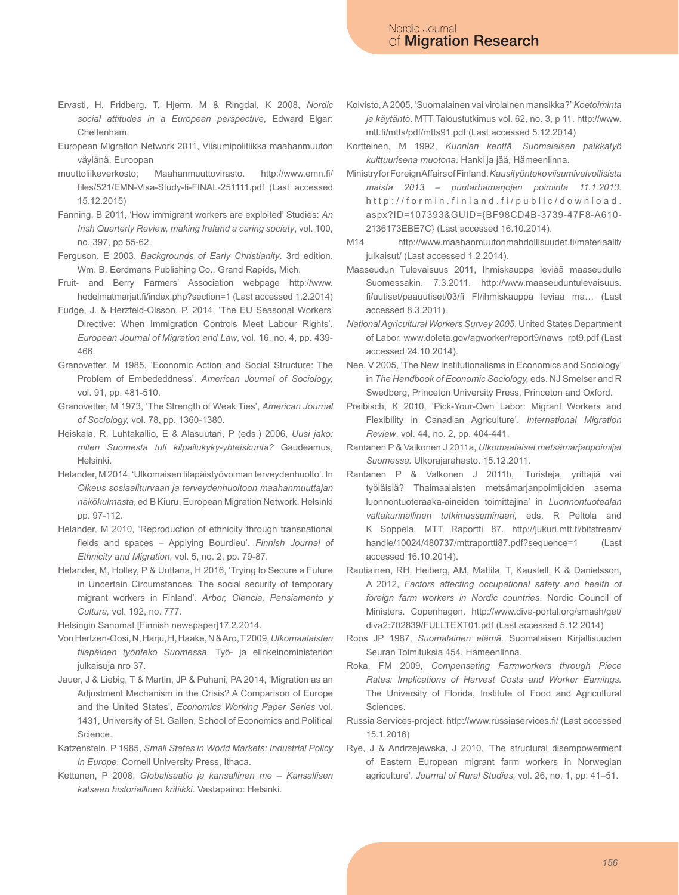Ervasti, H, Fridberg, T, Hjerm, M & Ringdal, K 2008, *Nordic social attitudes in a European perspective*, Edward Elgar: Cheltenham.

European Migration Network 2011, Viisumipolitiikka maahanmuuton väylänä. Euroopan

muuttoliikeverkosto; Maahanmuuttovirasto. http://www.emn.fi/files/521/EMN-Visa-Study-fi-FINAL-251111.pdf (Last accessed 15.12.2015)

Fanning, B 2011, 'How immigrant workers are exploited' Studies: *An Irish Quarterly Review, making Ireland a caring society*, vol. 100, no. 397, pp 55-62.

Ferguson, E 2003, *Backgrounds of Early Christianity*. 3rd edition. Wm. B. Eerdmans Publishing Co., Grand Rapids, Mich.

Fruit- and Berry Farmers' Association webpage http://www.hedelmatmarjat.fi/index.php?section=1 (Last accessed 1.2.2014)

Fudge, J. & Herzfeld-Olsson, P. 2014, 'The EU Seasonal Workers' Directive: When Immigration Controls Meet Labour Rights', *European Journal of Migration and Law*, vol. 16, no. 4, pp. 439-466.

Granovetter, M 1985, 'Economic Action and Social Structure: The Problem of Embededdness'. *American Journal of Sociology,* vol. 91, pp. 481-510.

Granovetter, M 1973, 'The Strength of Weak Ties', *American Journal of Sociology,* vol. 78, pp. 1360-1380.

Heiskala, R, Luhtakallio, E & Alasuutari, P (eds.) 2006, *Uusi jako: miten Suomesta tuli kilpailukyky-yhteiskunta?* Gaudeamus, Helsinki.

Helander, M 2014, 'Ulkomaisen tilapäistyövoiman terveydenhuolto'. In *Oikeus sosiaaliturvaan ja terveydenhuoltoon maahanmuuttajan näkökulmasta*, ed B Kiuru, European Migration Network, Helsinki pp. 97-112.

Helander, M 2010, 'Reproduction of ethnicity through transnational fields and spaces – Applying Bourdieu'. *Finnish Journal of Ethnicity and Migration*, vol. 5, no. 2, pp. 79-87.

Helander, M, Holley, P & Uuttana, H 2016, 'Trying to Secure a Future in Uncertain Circumstances. The social security of temporary migrant workers in Finland'. *Arbor, Ciencia, Pensiamento y Cultura,* vol. 192, no. 777.

Helsingin Sanomat [Finnish newspaper]17.2.2014.

Von Hertzen-Oosi, N, Harju, H, Haake, N & Aro, T 2009, *Ulkomaalaisten tilapäinen työnteko Suomessa*. Työ- ja elinkeinoministeriön julkaisuja nro 37.

Jauer, J & Liebig, T & Martin, JP & Puhani, PA 2014, 'Migration as an Adjustment Mechanism in the Crisis? A Comparison of Europe and the United States', *Economics Working Paper Series* vol. 1431, University of St. Gallen, School of Economics and Political Science.

Katzenstein, P 1985, *Small States in World Markets: Industrial Policy in Europe*. Cornell University Press, Ithaca.

Kettunen, P 2008, *Globalisaatio ja kansallinen me – Kansallisen katseen historiallinen kritiikki*. Vastapaino: Helsinki.

Koivisto, A 2005, 'Suomalainen vai virolainen mansikka?' *Koetoiminta ja käytäntö*. MTT Taloustutkimus vol. 62, no. 3, p 11. http://www.mtt.fi/mtts/pdf/mtts91.pdf (Last accessed 5.12.2014)

Kortteinen, M 1992, *Kunnian kenttä. Suomalaisen palkkatyö kulttuurisena muotona*. Hanki ja jää, Hämeenlinna.

Ministry for Foreign Affairs of Finland. *Kausityönteko viisumivelvollisista maista 2013 – puutarhamarjojen poiminta 11.1.2013*. http://formin.finland.fi/public/download.aspx?ID=107393&GUID={BF98CD4B-3739-47F8-A610-2136173EBE7C} (Last accessed 16.10.2014).

M14 http://www.maahanmuutonmahdollisuudet.fi/materiaalit/julkaisut/ (Last accessed 1.2.2014).

Maaseudun Tulevaisuus 2011, Ihmiskauppa leviää maaseudulle Suomessakin. 7.3.2011. http://www.maaseuduntulevaisuus.fi/uutiset/paauutiset/03/fi FI/ihmiskauppa leviaa ma… (Last accessed 8.3.2011).

*National Agricultural Workers Survey 2005*, United States Department of Labor. www.doleta.gov/agworker/report9/naws_rpt9.pdf (Last accessed 24.10.2014).

Nee, V 2005, 'The New Institutionalisms in Economics and Sociology' in *The Handbook of Economic Sociology,* eds. NJ Smelser and R Swedberg, Princeton University Press, Princeton and Oxford.

Preibisch, K 2010, 'Pick-Your-Own Labor: Migrant Workers and Flexibility in Canadian Agriculture', *International Migration Review*, vol. 44, no. 2, pp. 404-441.

Rantanen P & Valkonen J 2011a, *Ulkomaalaiset metsämarjanpoimijat Suomessa.* Ulkorajarahasto. 15.12.2011.

Rantanen P & Valkonen J 2011b, 'Turisteja, yrittäjiä vai työläisiä? Thaimaalaisten metsämarjanpoimijoiden asema luonnontuoteraaka-aineiden toimittajina' in *Luonnontuotealan valtakunnallinen tutkimusseminaari,* eds. R Peltola and K Soppela, MTT Raportti 87. http://jukuri.mtt.fi/bitstream/handle/10024/480737/mttraportti87.pdf?sequence=1 (Last accessed 16.10.2014).

Rautiainen, RH, Heiberg, AM, Mattila, T, Kaustell, K & Danielsson, A 2012, *Factors affecting occupational safety and health of foreign farm workers in Nordic countries*. Nordic Council of Ministers. Copenhagen. http://www.diva-portal.org/smash/get/diva2:702839/FULLTEXT01.pdf (Last accessed 5.12.2014)

Roos JP 1987, *Suomalainen elämä*. Suomalaisen Kirjallisuuden Seuran Toimituksia 454, Hämeenlinna.

Roka, FM 2009, *Compensating Farmworkers through Piece Rates: Implications of Harvest Costs and Worker Earnings*. The University of Florida, Institute of Food and Agricultural Sciences.

Russia Services-project. http://www.russiaservices.fi/ (Last accessed 15.1.2016)

Rye, J & Andrzejewska, J 2010, 'The structural disempowerment of Eastern European migrant farm workers in Norwegian agriculture'. *Journal of Rural Studies,* vol. 26, no. 1, pp. 41–51.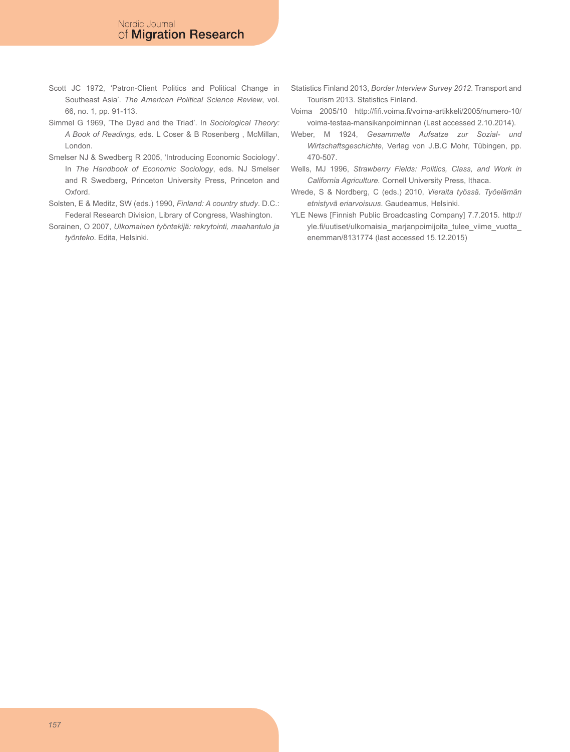Scott JC 1972, 'Patron-Client Politics and Political Change in Southeast Asia'. *The American Political Science Review*, vol. 66, no. 1, pp. 91-113.

Simmel G 1969, 'The Dyad and the Triad'. In *Sociological Theory: A Book of Readings,* eds. L Coser & B Rosenberg , McMillan, London.

Smelser NJ & Swedberg R 2005, 'Introducing Economic Sociology'. In *The Handbook of Economic Sociology*, eds. NJ Smelser and R Swedberg, Princeton University Press, Princeton and Oxford.

Solsten, E & Meditz, SW (eds.) 1990, *Finland: A country study*. D.C.: Federal Research Division, Library of Congress, Washington.

Sorainen, O 2007, *Ulkomainen työntekijä: rekrytointi, maahantulo ja työnteko*. Edita, Helsinki.

Statistics Finland 2013, *Border Interview Survey 2012*. Transport and Tourism 2013. Statistics Finland.

Voima 2005/10 http://fifi.voima.fi/voima-artikkeli/2005/numero-10/voima-testaa-mansikanpoiminnan (Last accessed 2.10.2014).

Weber, M 1924, *Gesammelte Aufsatze zur Sozial- und Wirtschaftsgeschichte*, Verlag von J.B.C Mohr, Tübingen, pp. 470-507.

Wells, MJ 1996, *Strawberry Fields: Politics, Class, and Work in California Agriculture.* Cornell University Press, Ithaca.

Wrede, S & Nordberg, C (eds.) 2010, *Vieraita työssä. Työelämän etnistyvä eriarvoisuus*. Gaudeamus, Helsinki.

YLE News [Finnish Public Broadcasting Company] 7.7.2015. http://yle.fi/uutiset/ulkomaisia_marjanpoimijoita_tulee_viime_vuotta_enemman/8131774 (last accessed 15.12.2015)